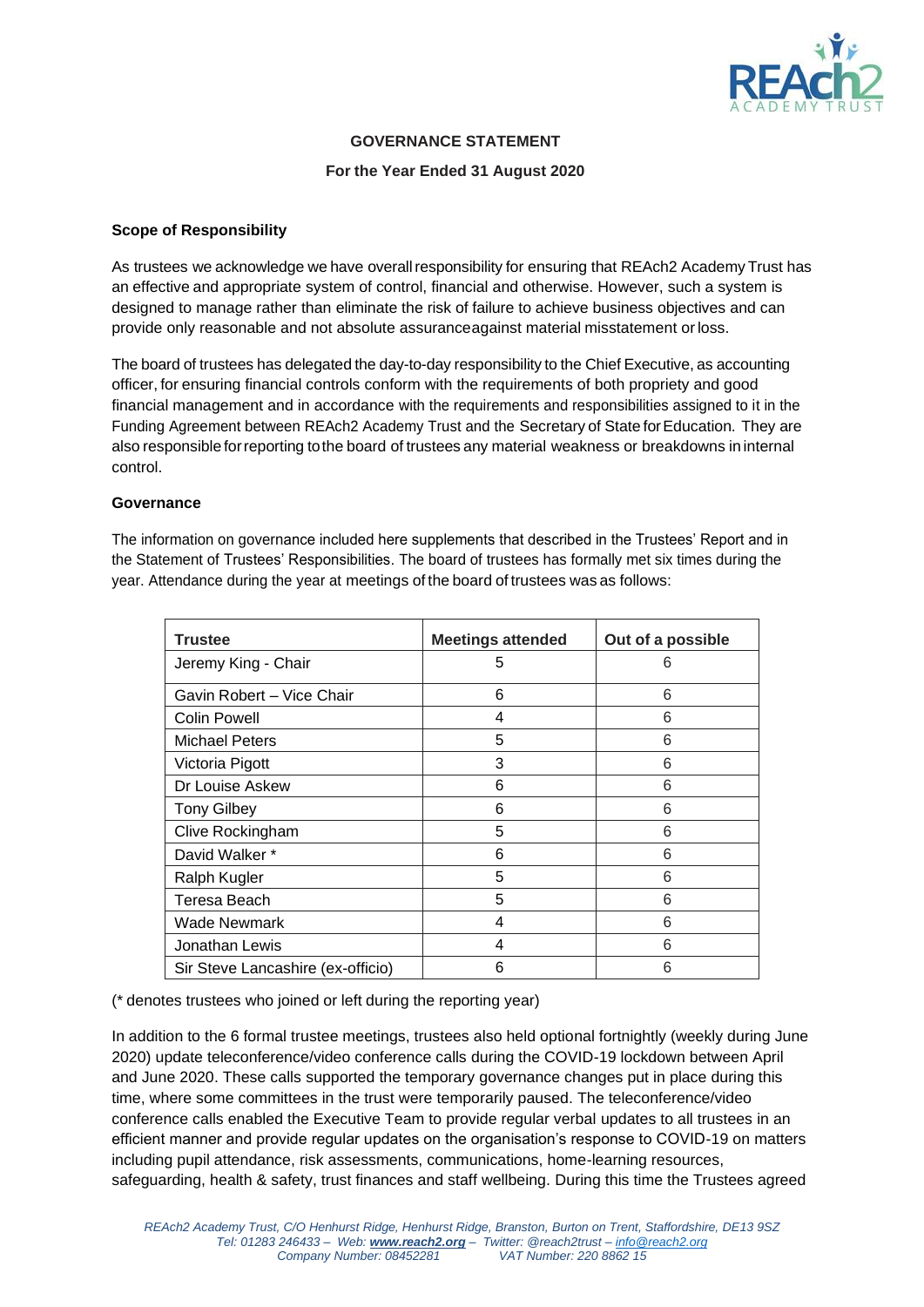## GOVERNANCE STATEMENT

**For the Year Ended 31 August 2020**

### Scope of Responsibility

As trustees we acknowledge we have overall responsibility for ensuring that REAch2 Academy Trust has an effective and appropriate system of control, financial and otherwise. However, such a system is designed to manage rather than eliminate the risk of failure to achieve business objectives and can provide only reasonable and not absolute assurance against material misstatement or loss.

The board of trustees has delegated the day-to-day responsibility to the Chief Executive, as accounting officer, for ensuring financial controls conform with the requirements of both propriety and good financial management and in accordance with the requirements and responsibilities assigned to it in the Funding Agreement between REAch2 Academy Trust and the Secretary of State for Education. They are also responsible for reporting to the board of trustees any material weakness or breakdowns in internal control.

### Governance

The information on governance included here supplements that described in the Trustees' Report and in the Statement of Trustees' Responsibilities. The board of trustees has formally met six times during the year. Attendance during the year at meetings of the board of trustees was as follows:

| Trustee | Meetings attended | Out of a possible |
|---|---|---|
| Jeremy King - Chair | 5 | 6 |
| Gavin Robert – Vice Chair | 6 | 6 |
| Colin Powell | 4 | 6 |
| Michael Peters | 5 | 6 |
| Victoria Pigott | 3 | 6 |
| Dr Louise Askew | 6 | 6 |
| Tony Gilbey | 6 | 6 |
| Clive Rockingham | 5 | 6 |
| David Walker * | 6 | 6 |
| Ralph Kugler | 5 | 6 |
| Teresa Beach | 5 | 6 |
| Wade Newmark | 4 | 6 |
| Jonathan Lewis | 4 | 6 |
| Sir Steve Lancashire (ex-officio) | 6 | 6 |

(* denotes trustees who joined or left during the reporting year)

In addition to the 6 formal trustee meetings, trustees also held optional fortnightly (weekly during June 2020) update teleconference/video conference calls during the COVID-19 lockdown between April and June 2020. These calls supported the temporary governance changes put in place during this time, where some committees in the trust were temporarily paused. The teleconference/video conference calls enabled the Executive Team to provide regular verbal updates to all trustees in an efficient manner and provide regular updates on the organisation's response to COVID-19 on matters including pupil attendance, risk assessments, communications, home-learning resources, safeguarding, health & safety, trust finances and staff wellbeing. During this time the Trustees agreed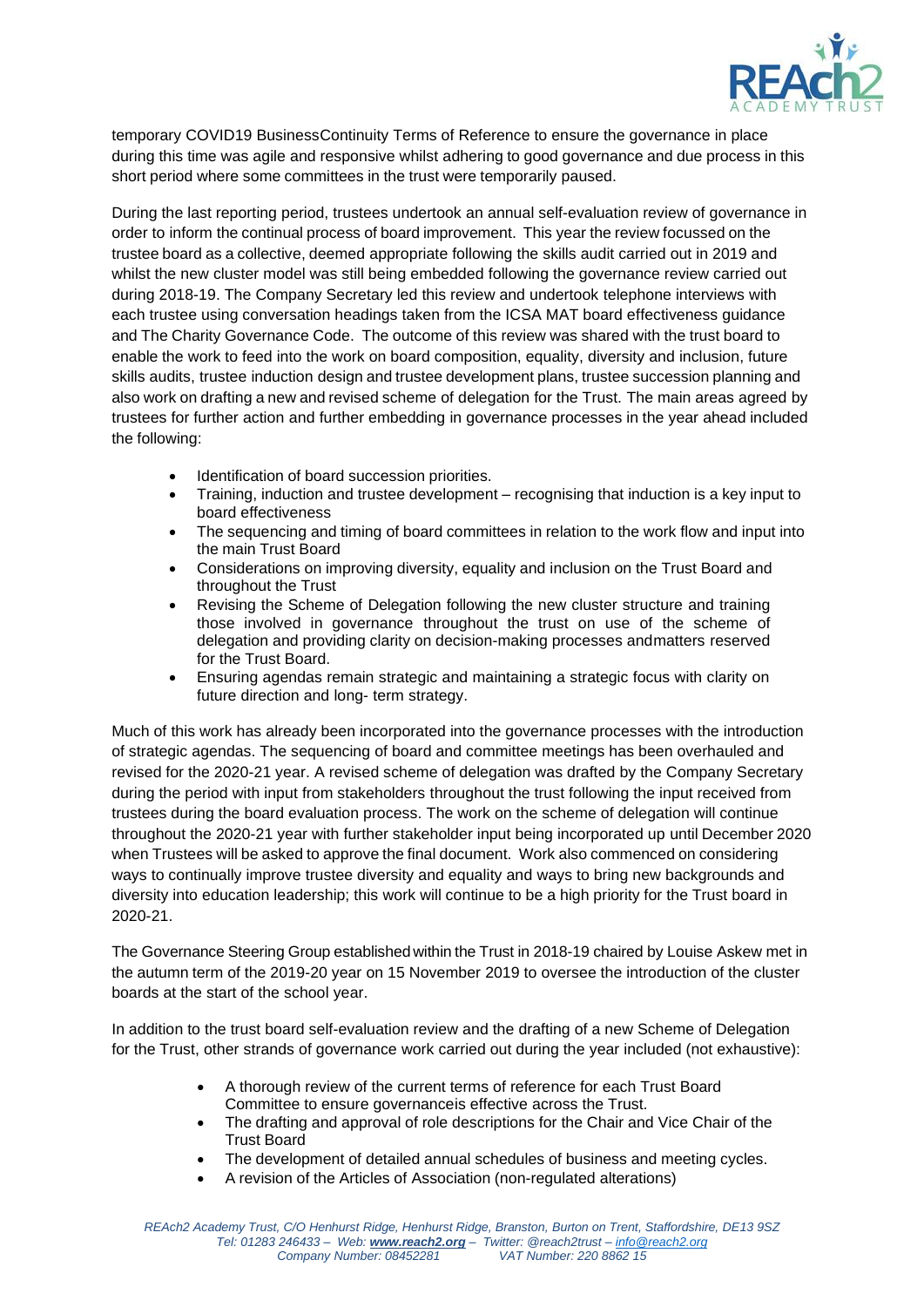temporary COVID19 BusinessContinuity Terms of Reference to ensure the governance in place during this time was agile and responsive whilst adhering to good governance and due process in this short period where some committees in the trust were temporarily paused.

During the last reporting period, trustees undertook an annual self-evaluation review of governance in order to inform the continual process of board improvement. This year the review focussed on the trustee board as a collective, deemed appropriate following the skills audit carried out in 2019 and whilst the new cluster model was still being embedded following the governance review carried out during 2018-19. The Company Secretary led this review and undertook telephone interviews with each trustee using conversation headings taken from the ICSA MAT board effectiveness guidance and The Charity Governance Code. The outcome of this review was shared with the trust board to enable the work to feed into the work on board composition, equality, diversity and inclusion, future skills audits, trustee induction design and trustee development plans, trustee succession planning and also work on drafting a new and revised scheme of delegation for the Trust. The main areas agreed by trustees for further action and further embedding in governance processes in the year ahead included the following:

- Identification of board succession priorities.
- Training, induction and trustee development – recognising that induction is a key input to board effectiveness
- The sequencing and timing of board committees in relation to the work flow and input into the main Trust Board
- Considerations on improving diversity, equality and inclusion on the Trust Board and throughout the Trust
- Revising the Scheme of Delegation following the new cluster structure and training those involved in governance throughout the trust on use of the scheme of delegation and providing clarity on decision-making processes andmatters reserved for the Trust Board.
- Ensuring agendas remain strategic and maintaining a strategic focus with clarity on future direction and long- term strategy.

Much of this work has already been incorporated into the governance processes with the introduction of strategic agendas. The sequencing of board and committee meetings has been overhauled and revised for the 2020-21 year. A revised scheme of delegation was drafted by the Company Secretary during the period with input from stakeholders throughout the trust following the input received from trustees during the board evaluation process. The work on the scheme of delegation will continue throughout the 2020-21 year with further stakeholder input being incorporated up until December 2020 when Trustees will be asked to approve the final document. Work also commenced on considering ways to continually improve trustee diversity and equality and ways to bring new backgrounds and diversity into education leadership; this work will continue to be a high priority for the Trust board in 2020-21.

The Governance Steering Group established within the Trust in 2018-19 chaired by Louise Askew met in the autumn term of the 2019-20 year on 15 November 2019 to oversee the introduction of the cluster boards at the start of the school year.

In addition to the trust board self-evaluation review and the drafting of a new Scheme of Delegation for the Trust, other strands of governance work carried out during the year included (not exhaustive):

- A thorough review of the current terms of reference for each Trust Board Committee to ensure governanceis effective across the Trust.
- The drafting and approval of role descriptions for the Chair and Vice Chair of the Trust Board
- The development of detailed annual schedules of business and meeting cycles.
- A revision of the Articles of Association (non-regulated alterations)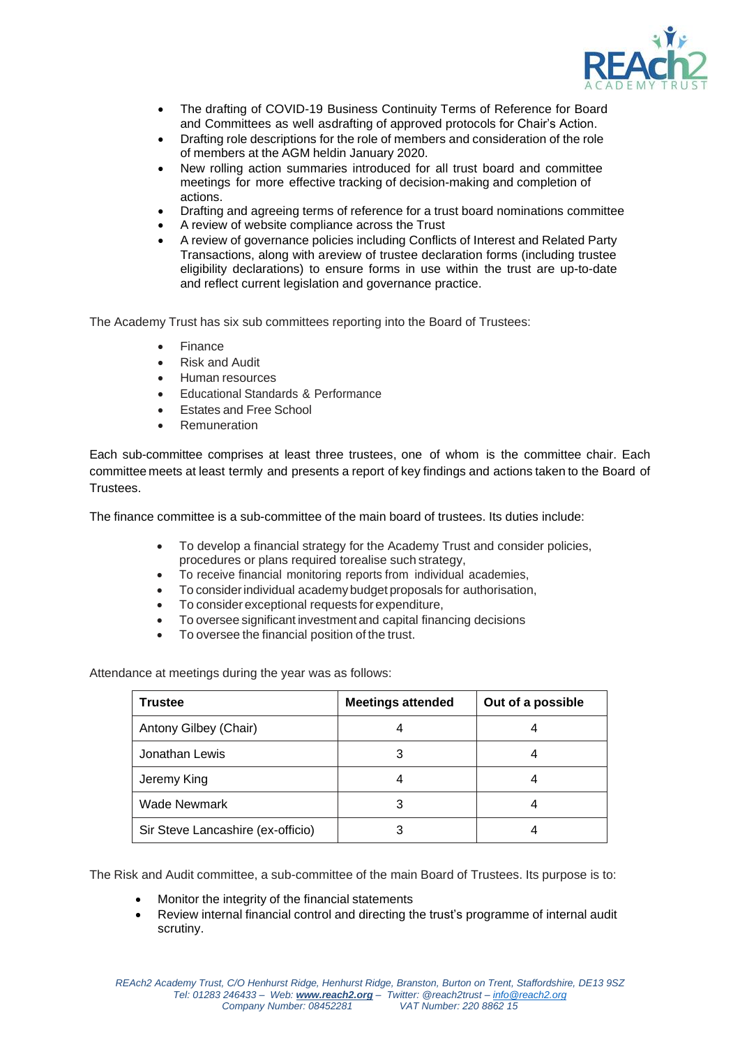- The drafting of COVID-19 Business Continuity Terms of Reference for Board and Committees as well asdrafting of approved protocols for Chair's Action.
- Drafting role descriptions for the role of members and consideration of the role of members at the AGM heldin January 2020.
- New rolling action summaries introduced for all trust board and committee meetings for more effective tracking of decision-making and completion of actions.
- Drafting and agreeing terms of reference for a trust board nominations committee
- A review of website compliance across the Trust
- A review of governance policies including Conflicts of Interest and Related Party Transactions, along with areview of trustee declaration forms (including trustee eligibility declarations) to ensure forms in use within the trust are up-to-date and reflect current legislation and governance practice.

The Academy Trust has six sub committees reporting into the Board of Trustees:

- Finance
- Risk and Audit
- Human resources
- Educational Standards & Performance
- Estates and Free School
- Remuneration

Each sub-committee comprises at least three trustees, one of whom is the committee chair. Each committee meets at least termly and presents a report of key findings and actions taken to the Board of Trustees.

The finance committee is a sub-committee of the main board of trustees. Its duties include:

- To develop a financial strategy for the Academy Trust and consider policies, procedures or plans required torealise such strategy,
- To receive financial monitoring reports from individual academies,
- To consider individual academy budget proposals for authorisation,
- To consider exceptional requests for expenditure,
- To oversee significant investment and capital financing decisions
- To oversee the financial position of the trust.

Attendance at meetings during the year was as follows:

| Trustee | Meetings attended | Out of a possible |
|---|---|---|
| Antony Gilbey (Chair) | 4 | 4 |
| Jonathan Lewis | 3 | 4 |
| Jeremy King | 4 | 4 |
| Wade Newmark | 3 | 4 |
| Sir Steve Lancashire (ex-officio) | 3 | 4 |

The Risk and Audit committee, a sub-committee of the main Board of Trustees. Its purpose is to:

- Monitor the integrity of the financial statements
- Review internal financial control and directing the trust's programme of internal audit scrutiny.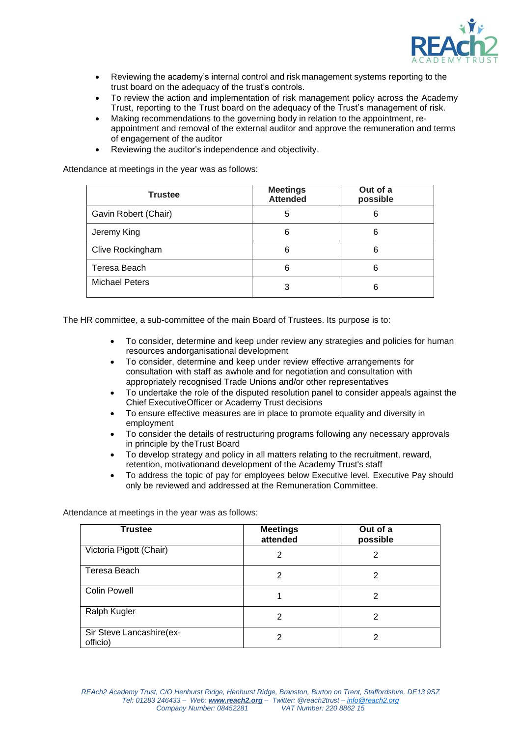- Reviewing the academy's internal control and risk management systems reporting to the trust board on the adequacy of the trust's controls.
- To review the action and implementation of risk management policy across the Academy Trust, reporting to the Trust board on the adequacy of the Trust's management of risk.
- Making recommendations to the governing body in relation to the appointment, re-appointment and removal of the external auditor and approve the remuneration and terms of engagement of the auditor
- Reviewing the auditor's independence and objectivity.

Attendance at meetings in the year was as follows:

| Trustee | Meetings Attended | Out of a possible |
|---|---|---|
| Gavin Robert (Chair) | 5 | 6 |
| Jeremy King | 6 | 6 |
| Clive Rockingham | 6 | 6 |
| Teresa Beach | 6 | 6 |
| Michael Peters | 3 | 6 |

The HR committee, a sub-committee of the main Board of Trustees. Its purpose is to:

- To consider, determine and keep under review any strategies and policies for human resources andorganisational development
- To consider, determine and keep under review effective arrangements for consultation with staff as awhole and for negotiation and consultation with appropriately recognised Trade Unions and/or other representatives
- To undertake the role of the disputed resolution panel to consider appeals against the Chief ExecutiveOfficer or Academy Trust decisions
- To ensure effective measures are in place to promote equality and diversity in employment
- To consider the details of restructuring programs following any necessary approvals in principle by theTrust Board
- To develop strategy and policy in all matters relating to the recruitment, reward, retention, motivationand development of the Academy Trust's staff
- To address the topic of pay for employees below Executive level. Executive Pay should only be reviewed and addressed at the Remuneration Committee.

Attendance at meetings in the year was as follows:

| Trustee | Meetings attended | Out of a possible |
|---|---|---|
| Victoria Pigott (Chair) | 2 | 2 |
| Teresa Beach | 2 | 2 |
| Colin Powell | 1 | 2 |
| Ralph Kugler | 2 | 2 |
| Sir Steve Lancashire(ex-officio) | 2 | 2 |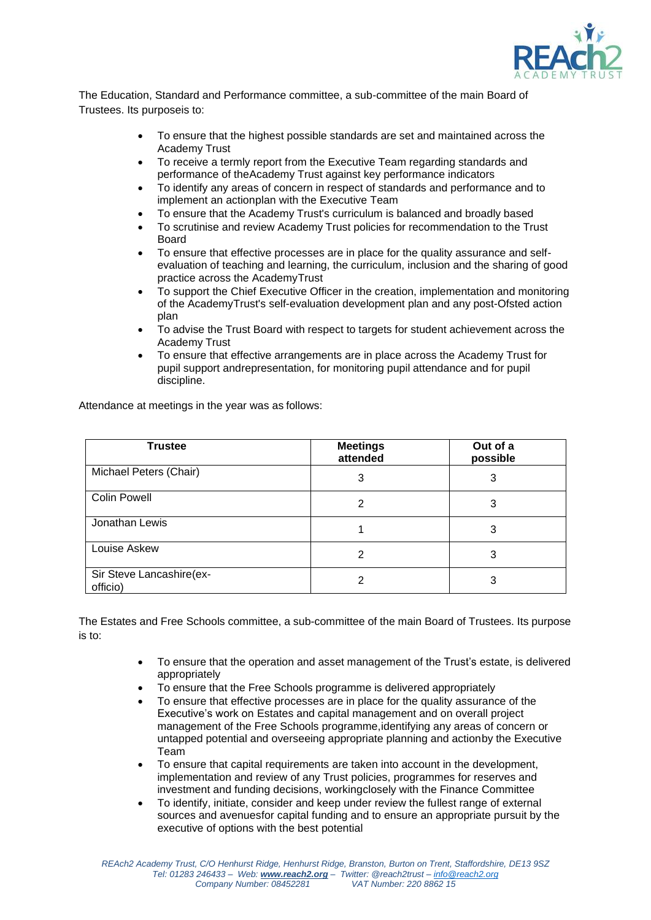The Education, Standard and Performance committee, a sub-committee of the main Board of Trustees. Its purposeis to:

- To ensure that the highest possible standards are set and maintained across the Academy Trust
- To receive a termly report from the Executive Team regarding standards and performance of theAcademy Trust against key performance indicators
- To identify any areas of concern in respect of standards and performance and to implement an actionplan with the Executive Team
- To ensure that the Academy Trust's curriculum is balanced and broadly based
- To scrutinise and review Academy Trust policies for recommendation to the Trust Board
- To ensure that effective processes are in place for the quality assurance and self-evaluation of teaching and learning, the curriculum, inclusion and the sharing of good practice across the AcademyTrust
- To support the Chief Executive Officer in the creation, implementation and monitoring of the AcademyTrust's self-evaluation development plan and any post-Ofsted action plan
- To advise the Trust Board with respect to targets for student achievement across the Academy Trust
- To ensure that effective arrangements are in place across the Academy Trust for pupil support andrepresentation, for monitoring pupil attendance and for pupil discipline.

Attendance at meetings in the year was as follows:

| Trustee | Meetings attended | Out of a possible |
|---|---|---|
| Michael Peters (Chair) | 3 | 3 |
| Colin Powell | 2 | 3 |
| Jonathan Lewis | 1 | 3 |
| Louise Askew | 2 | 3 |
| Sir Steve Lancashire(ex-officio) | 2 | 3 |

The Estates and Free Schools committee, a sub-committee of the main Board of Trustees. Its purpose is to:

- To ensure that the operation and asset management of the Trust's estate, is delivered appropriately
- To ensure that the Free Schools programme is delivered appropriately
- To ensure that effective processes are in place for the quality assurance of the Executive's work on Estates and capital management and on overall project management of the Free Schools programme,identifying any areas of concern or untapped potential and overseeing appropriate planning and actionby the Executive Team
- To ensure that capital requirements are taken into account in the development, implementation and review of any Trust policies, programmes for reserves and investment and funding decisions, workingclosely with the Finance Committee
- To identify, initiate, consider and keep under review the fullest range of external sources and avenuesfor capital funding and to ensure an appropriate pursuit by the executive of options with the best potential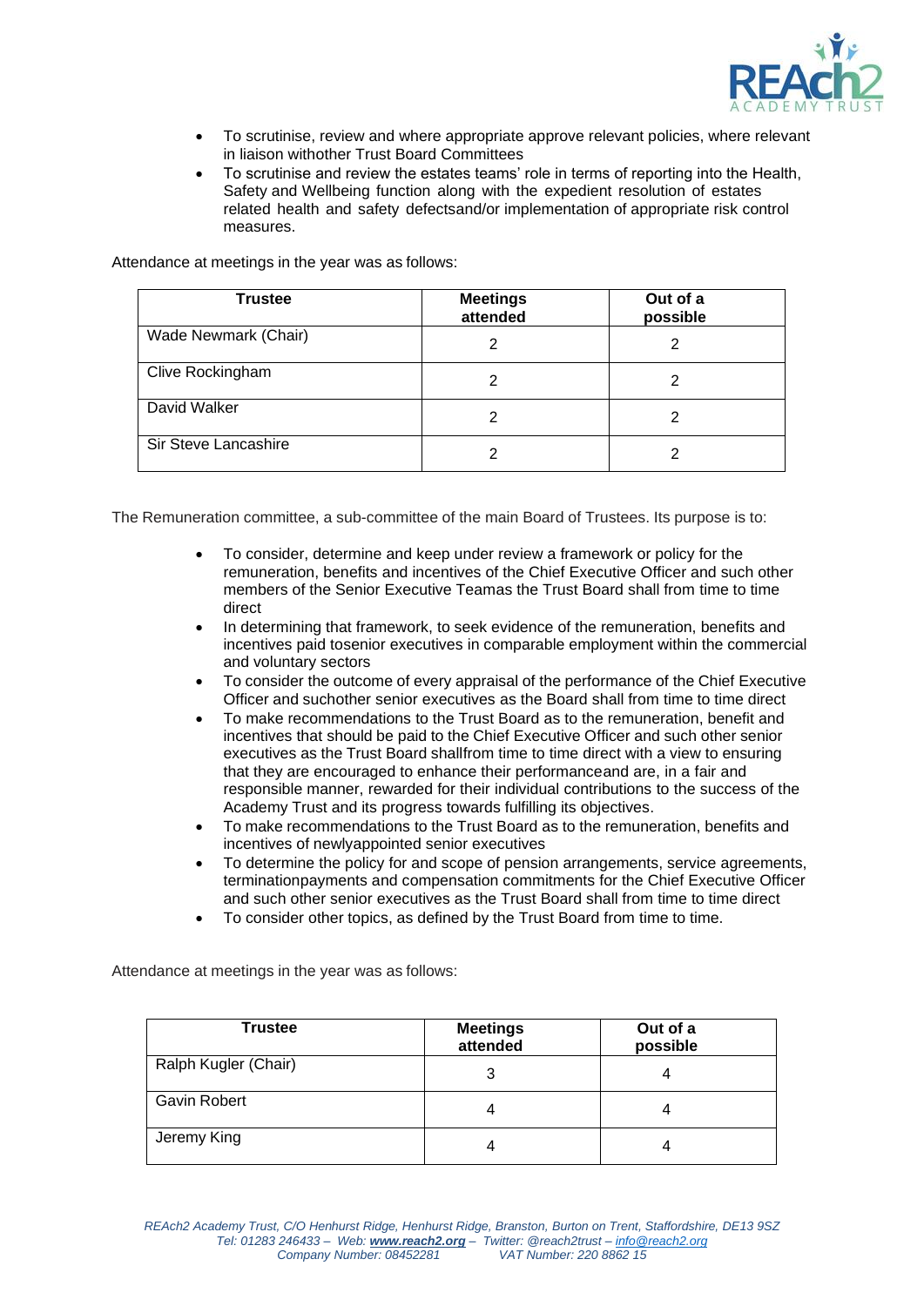- To scrutinise, review and where appropriate approve relevant policies, where relevant in liaison withother Trust Board Committees
- To scrutinise and review the estates teams' role in terms of reporting into the Health, Safety and Wellbeing function along with the expedient resolution of estates related health and safety defectsand/or implementation of appropriate risk control measures.

Attendance at meetings in the year was as follows:

| Trustee | Meetings attended | Out of a possible |
|---|---|---|
| Wade Newmark (Chair) | 2 | 2 |
| Clive Rockingham | 2 | 2 |
| David Walker | 2 | 2 |
| Sir Steve Lancashire | 2 | 2 |

The Remuneration committee, a sub-committee of the main Board of Trustees. Its purpose is to:

- To consider, determine and keep under review a framework or policy for the remuneration, benefits and incentives of the Chief Executive Officer and such other members of the Senior Executive Teamas the Trust Board shall from time to time direct
- In determining that framework, to seek evidence of the remuneration, benefits and incentives paid tosenior executives in comparable employment within the commercial and voluntary sectors
- To consider the outcome of every appraisal of the performance of the Chief Executive Officer and suchother senior executives as the Board shall from time to time direct
- To make recommendations to the Trust Board as to the remuneration, benefit and incentives that should be paid to the Chief Executive Officer and such other senior executives as the Trust Board shallfrom time to time direct with a view to ensuring that they are encouraged to enhance their performanceand are, in a fair and responsible manner, rewarded for their individual contributions to the success of the Academy Trust and its progress towards fulfilling its objectives.
- To make recommendations to the Trust Board as to the remuneration, benefits and incentives of newlyappointed senior executives
- To determine the policy for and scope of pension arrangements, service agreements, terminationpayments and compensation commitments for the Chief Executive Officer and such other senior executives as the Trust Board shall from time to time direct
- To consider other topics, as defined by the Trust Board from time to time.

Attendance at meetings in the year was as follows:

| Trustee | Meetings attended | Out of a possible |
|---|---|---|
| Ralph Kugler (Chair) | 3 | 4 |
| Gavin Robert | 4 | 4 |
| Jeremy King | 4 | 4 |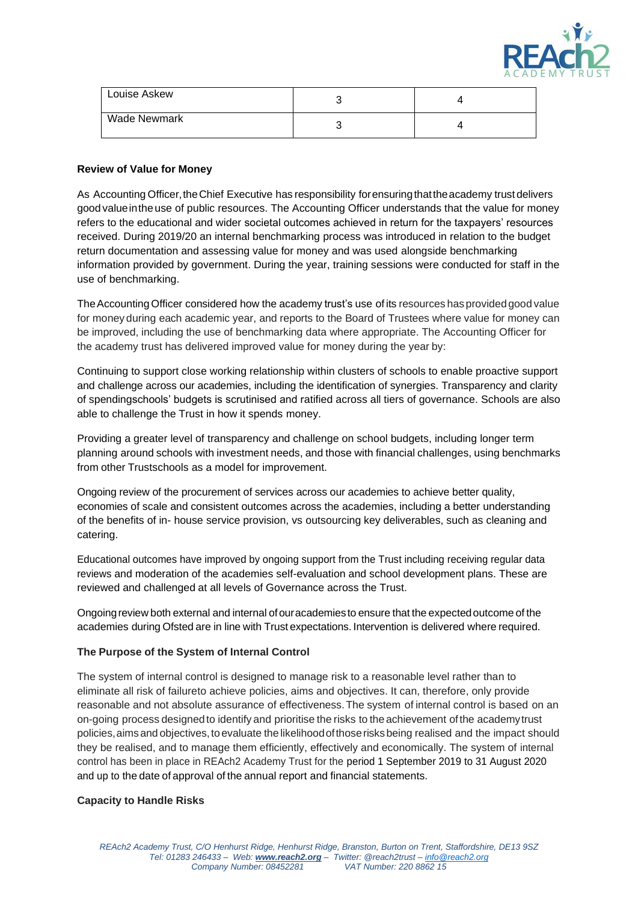| Louise Askew | 3 | 4 |
|---|---|---|
| Wade Newmark | 3 | 4 |

**Review of Value for Money**

As Accounting Officer, the Chief Executive has responsibility for ensuring that the academy trust delivers good value in the use of public resources. The Accounting Officer understands that the value for money refers to the educational and wider societal outcomes achieved in return for the taxpayers' resources received. During 2019/20 an internal benchmarking process was introduced in relation to the budget return documentation and assessing value for money and was used alongside benchmarking information provided by government. During the year, training sessions were conducted for staff in the use of benchmarking.

The Accounting Officer considered how the academy trust's use of its resources has provided good value for money during each academic year, and reports to the Board of Trustees where value for money can be improved, including the use of benchmarking data where appropriate. The Accounting Officer for the academy trust has delivered improved value for money during the year by:

Continuing to support close working relationship within clusters of schools to enable proactive support and challenge across our academies, including the identification of synergies. Transparency and clarity of spendingschools' budgets is scrutinised and ratified across all tiers of governance. Schools are also able to challenge the Trust in how it spends money.

Providing a greater level of transparency and challenge on school budgets, including longer term planning around schools with investment needs, and those with financial challenges, using benchmarks from other Trustschools as a model for improvement.

Ongoing review of the procurement of services across our academies to achieve better quality, economies of scale and consistent outcomes across the academies, including a better understanding of the benefits of in- house service provision, vs outsourcing key deliverables, such as cleaning and catering.

Educational outcomes have improved by ongoing support from the Trust including receiving regular data reviews and moderation of the academies self-evaluation and school development plans. These are reviewed and challenged at all levels of Governance across the Trust.

Ongoing review both external and internal of our academies to ensure that the expected outcome of the academies during Ofsted are in line with Trust expectations. Intervention is delivered where required.

**The Purpose of the System of Internal Control**

The system of internal control is designed to manage risk to a reasonable level rather than to eliminate all risk of failureto achieve policies, aims and objectives. It can, therefore, only provide reasonable and not absolute assurance of effectiveness. The system of internal control is based on an on-going process designed to identify and prioritise the risks to the achievement of the academy trust policies, aims and objectives, to evaluate the likelihood of those risks being realised and the impact should they be realised, and to manage them efficiently, effectively and economically. The system of internal control has been in place in REAch2 Academy Trust for the period 1 September 2019 to 31 August 2020 and up to the date of approval of the annual report and financial statements.

**Capacity to Handle Risks**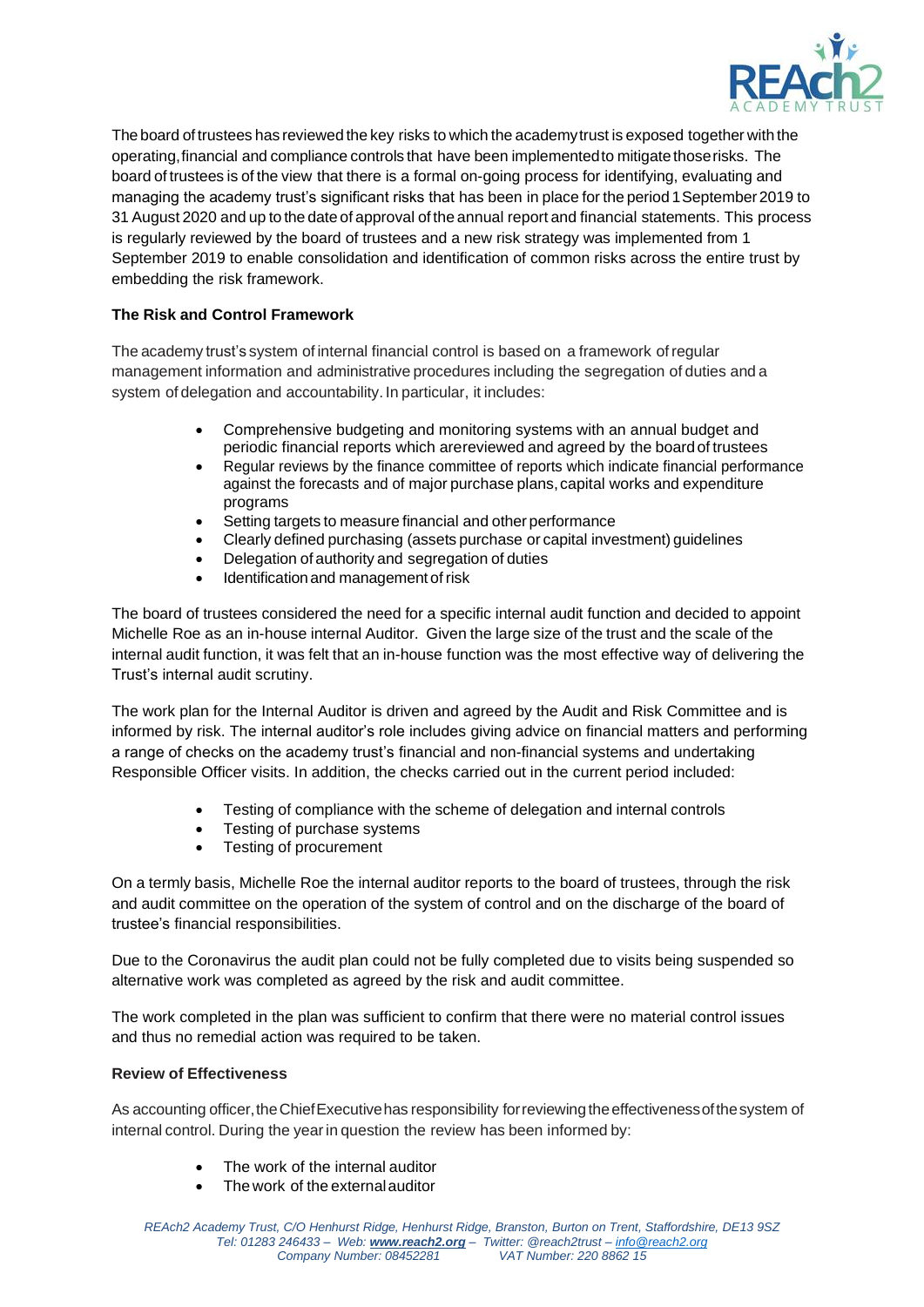The board of trustees has reviewed the key risks to which the academy trust is exposed together with the operating, financial and compliance controls that have been implemented to mitigate those risks. The board of trustees is of the view that there is a formal on-going process for identifying, evaluating and managing the academy trust's significant risks that has been in place for the period 1 September 2019 to 31 August 2020 and up to the date of approval of the annual report and financial statements. This process is regularly reviewed by the board of trustees and a new risk strategy was implemented from 1 September 2019 to enable consolidation and identification of common risks across the entire trust by embedding the risk framework.

**The Risk and Control Framework**

The academy trust's system of internal financial control is based on a framework of regular management information and administrative procedures including the segregation of duties and a system of delegation and accountability. In particular, it includes:

- Comprehensive budgeting and monitoring systems with an annual budget and periodic financial reports which are reviewed and agreed by the board of trustees
- Regular reviews by the finance committee of reports which indicate financial performance against the forecasts and of major purchase plans, capital works and expenditure programs
- Setting targets to measure financial and other performance
- Clearly defined purchasing (assets purchase or capital investment) guidelines
- Delegation of authority and segregation of duties
- Identification and management of risk

The board of trustees considered the need for a specific internal audit function and decided to appoint Michelle Roe as an in-house internal Auditor. Given the large size of the trust and the scale of the internal audit function, it was felt that an in-house function was the most effective way of delivering the Trust's internal audit scrutiny.

The work plan for the Internal Auditor is driven and agreed by the Audit and Risk Committee and is informed by risk. The internal auditor's role includes giving advice on financial matters and performing a range of checks on the academy trust's financial and non-financial systems and undertaking Responsible Officer visits. In addition, the checks carried out in the current period included:

- Testing of compliance with the scheme of delegation and internal controls
- Testing of purchase systems
- Testing of procurement

On a termly basis, Michelle Roe the internal auditor reports to the board of trustees, through the risk and audit committee on the operation of the system of control and on the discharge of the board of trustee's financial responsibilities.

Due to the Coronavirus the audit plan could not be fully completed due to visits being suspended so alternative work was completed as agreed by the risk and audit committee.

The work completed in the plan was sufficient to confirm that there were no material control issues and thus no remedial action was required to be taken.

**Review of Effectiveness**

As accounting officer, the Chief Executive has responsibility for reviewing the effectiveness of the system of internal control. During the year in question the review has been informed by:

- The work of the internal auditor
- The work of the external auditor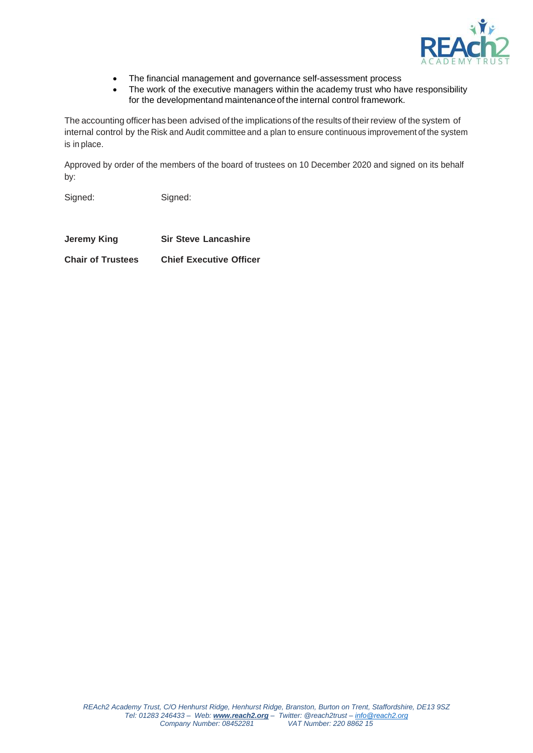- The financial management and governance self-assessment process
- The work of the executive managers within the academy trust who have responsibility for the developmentand maintenance of the internal control framework.

The accounting officer has been advised of the implications of the results of their review of the system of internal control by the Risk and Audit committee and a plan to ensure continuous improvement of the system is in place.

Approved by order of the members of the board of trustees on 10 December 2020 and signed on its behalf by:

| | |
|---|---|
| Signed: | Signed: |
| **Jeremy King** | **Sir Steve Lancashire** |
| **Chair of Trustees** | **Chief Executive Officer** |